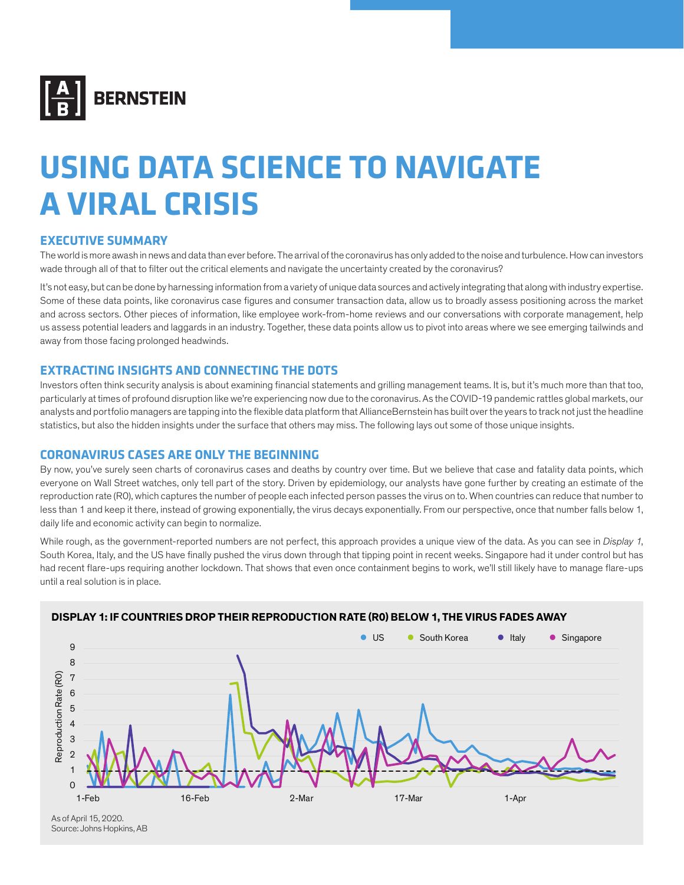**BERNSTEIN**

# USING DATA SCIENCE TO NAVIGATE A VIRAL CRISIS

## EXECUTIVE SUMMARY

The world is more awash in news and data than ever before. The arrival of the coronavirus has only added to the noise and turbulence. How can investors wade through all of that to filter out the critical elements and navigate the uncertainty created by the coronavirus?

It's not easy, but can be done by harnessing information from a variety of unique data sources and actively integrating that along with industry expertise. Some of these data points, like coronavirus case figures and consumer transaction data, allow us to broadly assess positioning across the market and across sectors. Other pieces of information, like employee work-from-home reviews and our conversations with corporate management, help us assess potential leaders and laggards in an industry. Together, these data points allow us to pivot into areas where we see emerging tailwinds and away from those facing prolonged headwinds.

## EXTRACTING INSIGHTS AND CONNECTING THE DOTS

Investors often think security analysis is about examining financial statements and grilling management teams. It is, but it's much more than that too, particularly at times of profound disruption like we're experiencing now due to the coronavirus. As the COVID-19 pandemic rattles global markets, our analysts and portfolio managers are tapping into the flexible data platform that AllianceBernstein has built over the years to track not just the headline statistics, but also the hidden insights under the surface that others may miss. The following lays out some of those unique insights.

## CORONAVIRUS CASES ARE ONLY THE BEGINNING

By now, you've surely seen charts of coronavirus cases and deaths by country over time. But we believe that case and fatality data points, which everyone on Wall Street watches, only tell part of the story. Driven by epidemiology, our analysts have gone further by creating an estimate of the reproduction rate (R0), which captures the number of people each infected person passes the virus on to. When countries can reduce that number to less than 1 and keep it there, instead of growing exponentially, the virus decays exponentially. From our perspective, once that number falls below 1, daily life and economic activity can begin to normalize.

While rough, as the government-reported numbers are not perfect, this approach provides a unique view of the data. As you can see in *Display 1*, South Korea, Italy, and the US have finally pushed the virus down through that tipping point in recent weeks. Singapore had it under control but has had recent flare-ups requiring another lockdown. That shows that even once containment begins to work, we'll still likely have to manage flare-ups until a real solution is in place.

**DISPLAY 1: IF COUNTRIES DROP THEIR REPRODUCTION RATE (R0) BELOW 1, THE VIRUS FADES AWAY**

US
South Korea
Italy
Singapore

Reproduction Rate (R0)

9
8
7
6
5
4
3
2
1
0

1-Feb
16-Feb
2-Mar
17-Mar
1-Apr

As of April 15, 2020.
Source: Johns Hopkins, AB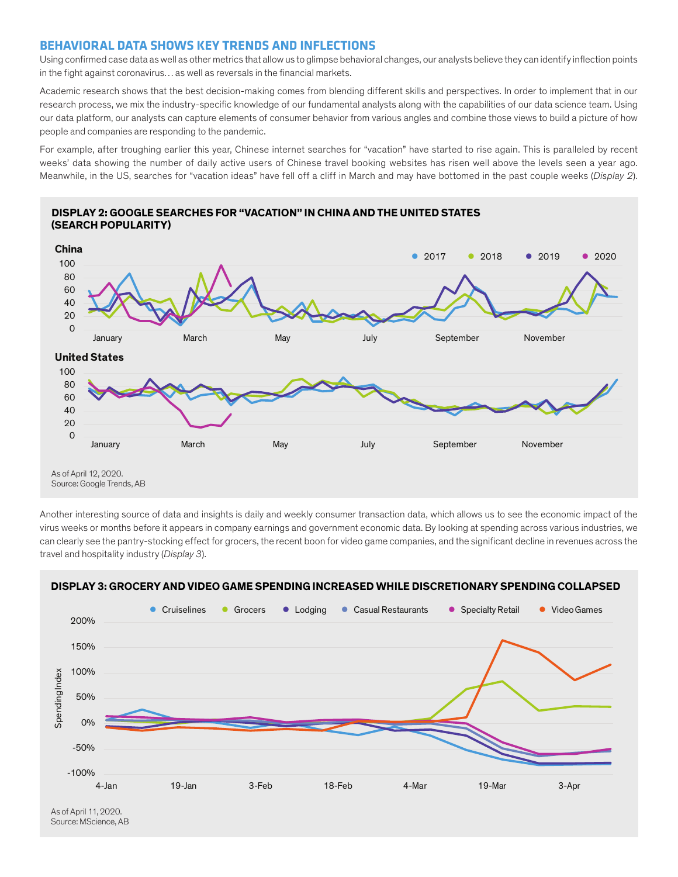## BEHAVIORAL DATA SHOWS KEY TRENDS AND INFLECTIONS

Using confirmed case data as well as other metrics that allow us to glimpse behavioral changes, our analysts believe they can identify inflection points in the fight against coronavirus… as well as reversals in the financial markets.

Academic research shows that the best decision-making comes from blending different skills and perspectives. In order to implement that in our research process, we mix the industry-specific knowledge of our fundamental analysts along with the capabilities of our data science team. Using our data platform, our analysts can capture elements of consumer behavior from various angles and combine those views to build a picture of how people and companies are responding to the pandemic.

For example, after troughing earlier this year, Chinese internet searches for "vacation" have started to rise again. This is paralleled by recent weeks' data showing the number of daily active users of Chinese travel booking websites has risen well above the levels seen a year ago. Meanwhile, in the US, searches for "vacation ideas" have fell off a cliff in March and may have bottomed in the past couple weeks (*Display 2*).

**DISPLAY 2: GOOGLE SEARCHES FOR "VACATION" IN CHINA AND THE UNITED STATES (SEARCH POPULARITY)**

China

2017 2018 2019 2020

100
80
60
40
20
0

January March May July September November

United States

100
80
60
40
20
0

January March May July September November

As of April 12, 2020.
Source: Google Trends, AB

Another interesting source of data and insights is daily and weekly consumer transaction data, which allows us to see the economic impact of the virus weeks or months before it appears in company earnings and government economic data. By looking at spending across various industries, we can clearly see the pantry-stocking effect for grocers, the recent boon for video game companies, and the significant decline in revenues across the travel and hospitality industry (*Display 3*).

**DISPLAY 3: GROCERY AND VIDEO GAME SPENDING INCREASED WHILE DISCRETIONARY SPENDING COLLAPSED**

Cruiselines Grocers Lodging Casual Restaurants Specialty Retail Video Games

Spending Index

200%
150%
100%
50%
0%
-50%
-100%

4-Jan 19-Jan 3-Feb 18-Feb 4-Mar 19-Mar 3-Apr

As of April 11, 2020.
Source: MScience, AB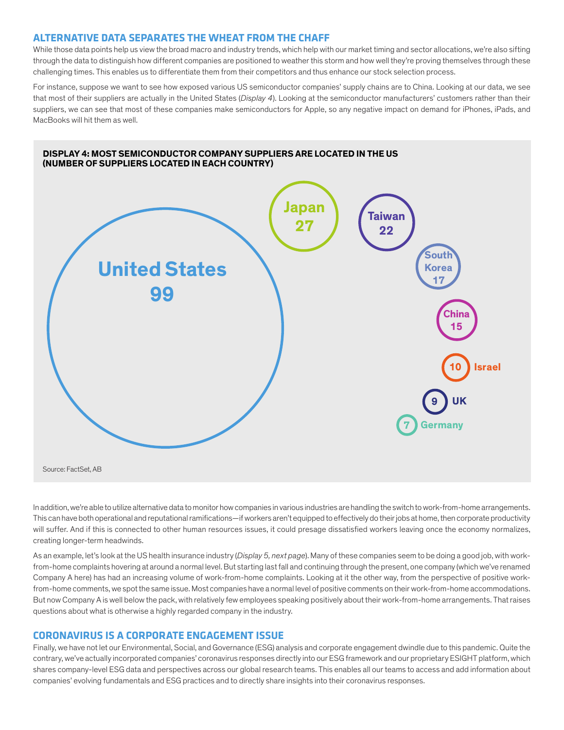## ALTERNATIVE DATA SEPARATES THE WHEAT FROM THE CHAFF

While those data points help us view the broad macro and industry trends, which help with our market timing and sector allocations, we're also sifting through the data to distinguish how different companies are positioned to weather this storm and how well they're proving themselves through these challenging times. This enables us to differentiate them from their competitors and thus enhance our stock selection process.

For instance, suppose we want to see how exposed various US semiconductor companies' supply chains are to China. Looking at our data, we see that most of their suppliers are actually in the United States (*Display 4*). Looking at the semiconductor manufacturers' customers rather than their suppliers, we can see that most of these companies make semiconductors for Apple, so any negative impact on demand for iPhones, iPads, and MacBooks will hit them as well.

**DISPLAY 4: MOST SEMICONDUCTOR COMPANY SUPPLIERS ARE LOCATED IN THE US (NUMBER OF SUPPLIERS LOCATED IN EACH COUNTRY)**

United States 99
Japan 27
Taiwan 22
South Korea 17
China 15
10 Israel
9 UK
7 Germany

Source: FactSet, AB

In addition, we're able to utilize alternative data to monitor how companies in various industries are handling the switch to work-from-home arrangements. This can have both operational and reputational ramifications—if workers aren't equipped to effectively do their jobs at home, then corporate productivity will suffer. And if this is connected to other human resources issues, it could presage dissatisfied workers leaving once the economy normalizes, creating longer-term headwinds.

As an example, let's look at the US health insurance industry (*Display 5, next page*). Many of these companies seem to be doing a good job, with work-from-home complaints hovering at around a normal level. But starting last fall and continuing through the present, one company (which we've renamed Company A here) has had an increasing volume of work-from-home complaints. Looking at it the other way, from the perspective of positive work-from-home comments, we spot the same issue. Most companies have a normal level of positive comments on their work-from-home accommodations. But now Company A is well below the pack, with relatively few employees speaking positively about their work-from-home arrangements. That raises questions about what is otherwise a highly regarded company in the industry.

## CORONAVIRUS IS A CORPORATE ENGAGEMENT ISSUE

Finally, we have not let our Environmental, Social, and Governance (ESG) analysis and corporate engagement dwindle due to this pandemic. Quite the contrary, we've actually incorporated companies' coronavirus responses directly into our ESG framework and our proprietary ESIGHT platform, which shares company-level ESG data and perspectives across our global research teams. This enables all our teams to access and add information about companies' evolving fundamentals and ESG practices and to directly share insights into their coronavirus responses.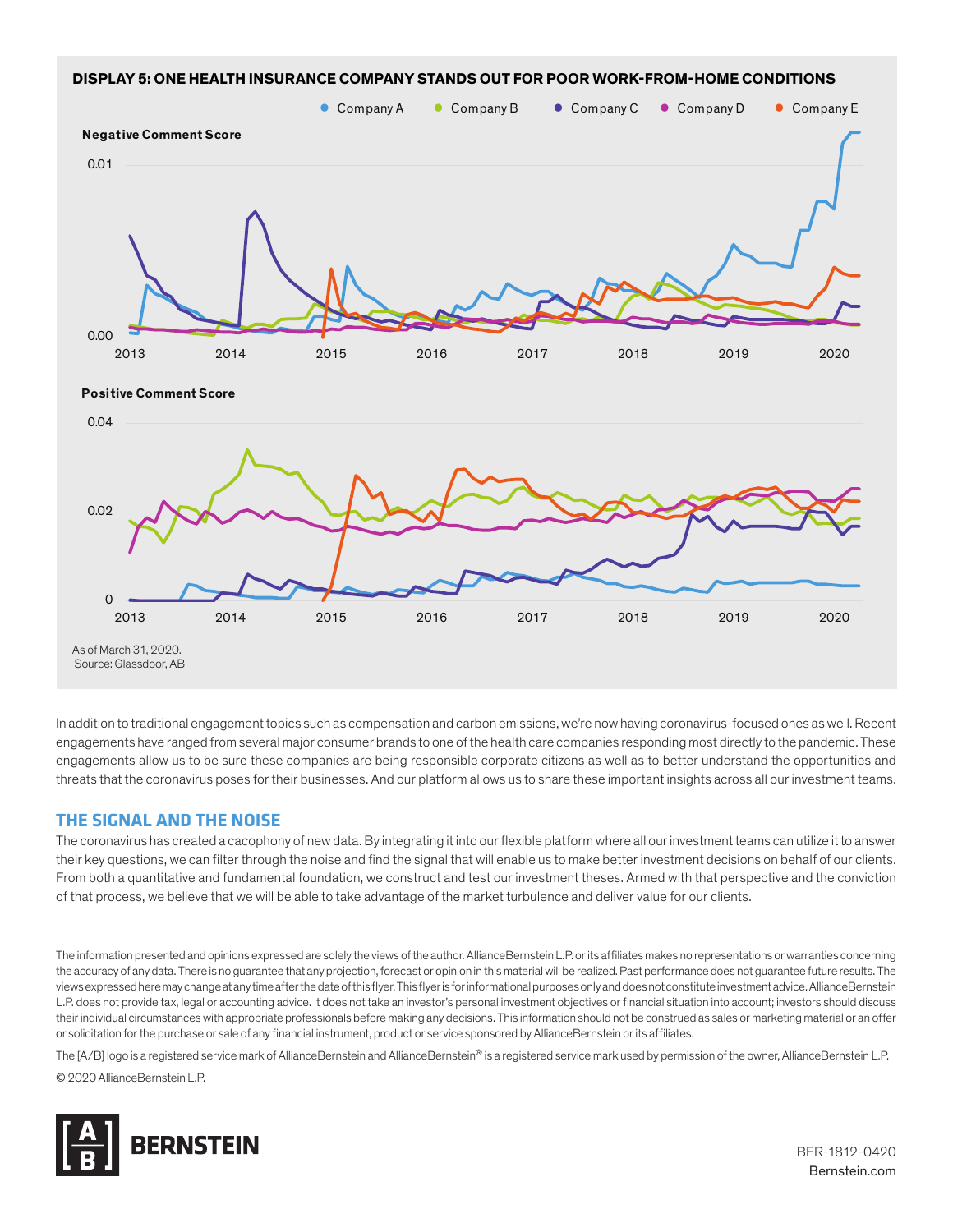**DISPLAY 5: ONE HEALTH INSURANCE COMPANY STANDS OUT FOR POOR WORK-FROM-HOME CONDITIONS**

Company A
Company B
Company C
Company D
Company E

**Negative Comment Score**

0.01
0.00
2013
2014
2015
2016
2017
2018
2019
2020

**Positive Comment Score**

0.04
0.02
0
2013
2014
2015
2016
2017
2018
2019
2020

As of March 31, 2020.
Source: Glassdoor, AB

In addition to traditional engagement topics such as compensation and carbon emissions, we're now having coronavirus-focused ones as well. Recent engagements have ranged from several major consumer brands to one of the health care companies responding most directly to the pandemic. These engagements allow us to be sure these companies are being responsible corporate citizens as well as to better understand the opportunities and threats that the coronavirus poses for their businesses. And our platform allows us to share these important insights across all our investment teams.

## THE SIGNAL AND THE NOISE

The coronavirus has created a cacophony of new data. By integrating it into our flexible platform where all our investment teams can utilize it to answer their key questions, we can filter through the noise and find the signal that will enable us to make better investment decisions on behalf of our clients. From both a quantitative and fundamental foundation, we construct and test our investment theses. Armed with that perspective and the conviction of that process, we believe that we will be able to take advantage of the market turbulence and deliver value for our clients.

The information presented and opinions expressed are solely the views of the author. AllianceBernstein L.P. or its affiliates makes no representations or warranties concerning the accuracy of any data. There is no guarantee that any projection, forecast or opinion in this material will be realized. Past performance does not guarantee future results. The views expressed here may change at any time after the date of this flyer. This flyer is for informational purposes only and does not constitute investment advice. AllianceBernstein L.P. does not provide tax, legal or accounting advice. It does not take an investor's personal investment objectives or financial situation into account; investors should discuss their individual circumstances with appropriate professionals before making any decisions. This information should not be construed as sales or marketing material or an offer or solicitation for the purchase or sale of any financial instrument, product or service sponsored by AllianceBernstein or its affiliates.

The [A/B] logo is a registered service mark of AllianceBernstein and AllianceBernstein® is a registered service mark used by permission of the owner, AllianceBernstein L.P.

© 2020 AllianceBernstein L.P.

BERNSTEIN

BER-1812-0420
Bernstein.com